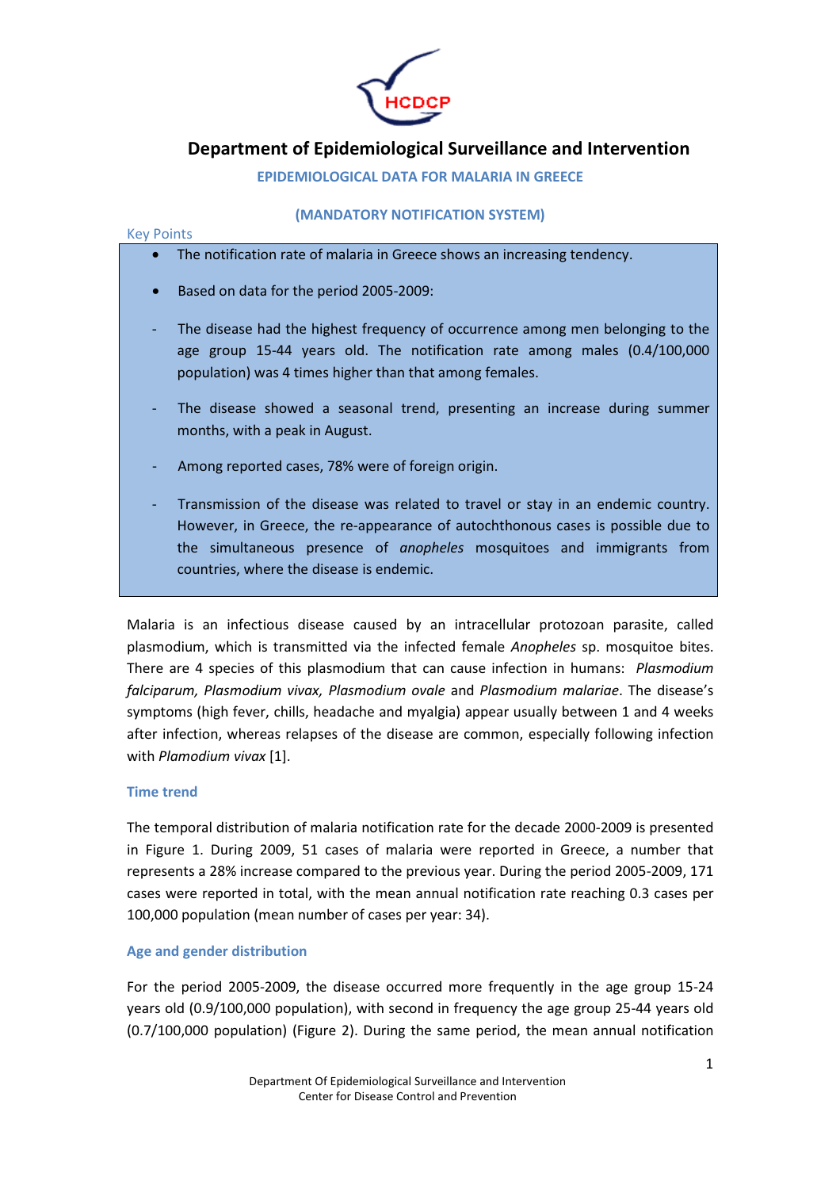HCDCP

# Department of Epidemiological Surveillance and Intervention

## EPIDEMIOLOGICAL DATA FOR MALARIA IN GREECE

## (MANDATORY NOTIFICATION SYSTEM)

### Key Points

- The notification rate of malaria in Greece shows an increasing tendency.
- Based on data for the period 2005-2009:

- The disease had the highest frequency of occurrence among men belonging to the age group 15-44 years old. The notification rate among males (0.4/100,000 population) was 4 times higher than that among females.
- The disease showed a seasonal trend, presenting an increase during summer months, with a peak in August.
- Among reported cases, 78% were of foreign origin.
- Transmission of the disease was related to travel or stay in an endemic country. However, in Greece, the re-appearance of autochthonous cases is possible due to the simultaneous presence of *anopheles* mosquitoes and immigrants from countries, where the disease is endemic.

Malaria is an infectious disease caused by an intracellular protozoan parasite, called plasmodium, which is transmitted via the infected female *Anopheles* sp. mosquitoe bites. There are 4 species of this plasmodium that can cause infection in humans: *Plasmodium falciparum, Plasmodium vivax, Plasmodium ovale* and *Plasmodium malariae*. The disease's symptoms (high fever, chills, headache and myalgia) appear usually between 1 and 4 weeks after infection, whereas relapses of the disease are common, especially following infection with *Plamodium vivax* [1].

### Time trend

The temporal distribution of malaria notification rate for the decade 2000-2009 is presented in Figure 1. During 2009, 51 cases of malaria were reported in Greece, a number that represents a 28% increase compared to the previous year. During the period 2005-2009, 171 cases were reported in total, with the mean annual notification rate reaching 0.3 cases per 100,000 population (mean number of cases per year: 34).

### Age and gender distribution

For the period 2005-2009, the disease occurred more frequently in the age group 15-24 years old (0.9/100,000 population), with second in frequency the age group 25-44 years old (0.7/100,000 population) (Figure 2). During the same period, the mean annual notification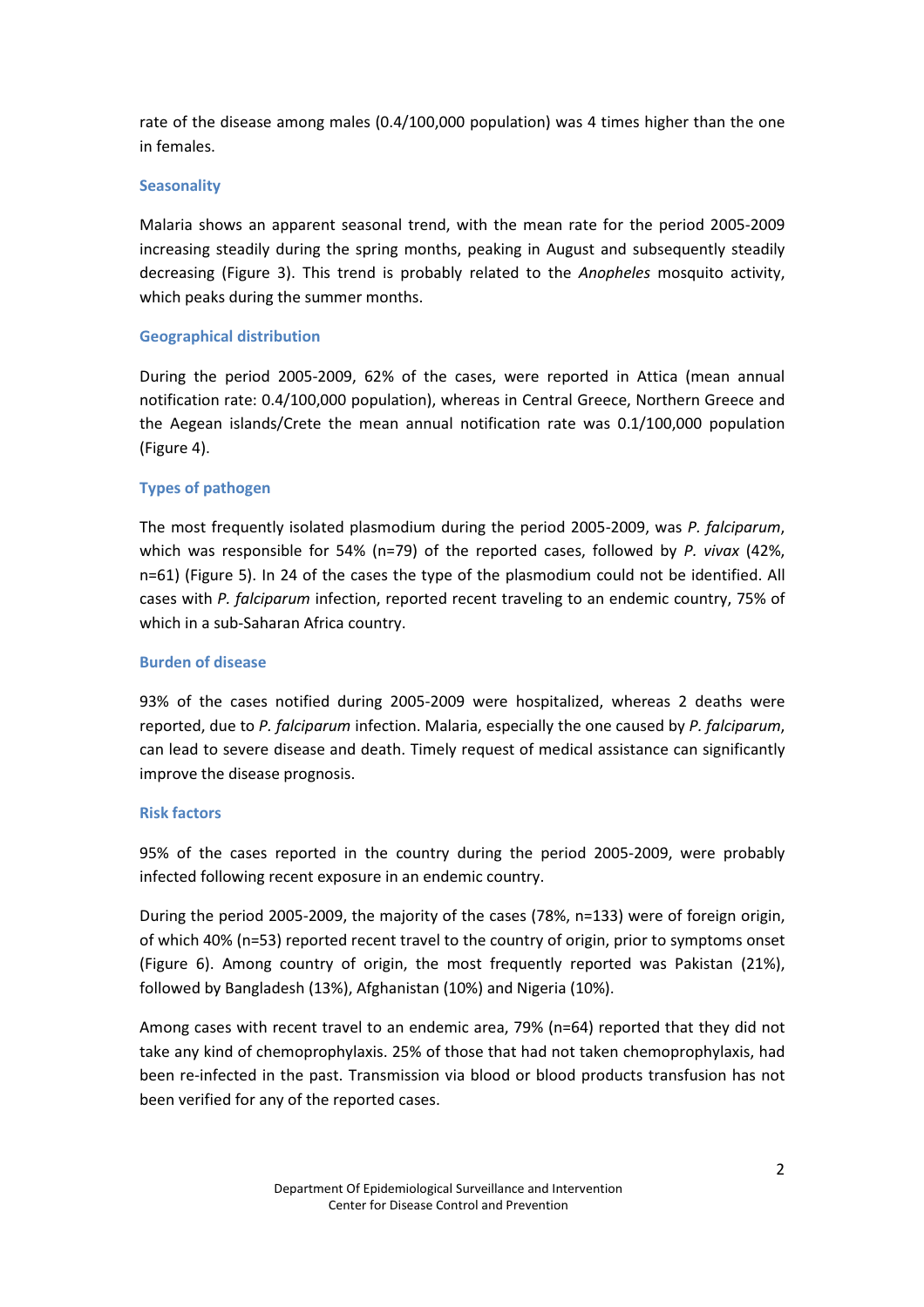rate of the disease among males (0.4/100,000 population) was 4 times higher than the one in females.

### Seasonality

Malaria shows an apparent seasonal trend, with the mean rate for the period 2005-2009 increasing steadily during the spring months, peaking in August and subsequently steadily decreasing (Figure 3). This trend is probably related to the *Anopheles* mosquito activity, which peaks during the summer months.

### Geographical distribution

During the period 2005-2009, 62% of the cases, were reported in Attica (mean annual notification rate: 0.4/100,000 population), whereas in Central Greece, Northern Greece and the Aegean islands/Crete the mean annual notification rate was 0.1/100,000 population (Figure 4).

### Types of pathogen

The most frequently isolated plasmodium during the period 2005-2009, was *P. falciparum*, which was responsible for 54% (n=79) of the reported cases, followed by *P. vivax* (42%, n=61) (Figure 5). In 24 of the cases the type of the plasmodium could not be identified. All cases with *P. falciparum* infection, reported recent traveling to an endemic country, 75% of which in a sub-Saharan Africa country.

### Burden of disease

93% of the cases notified during 2005-2009 were hospitalized, whereas 2 deaths were reported, due to *P. falciparum* infection. Malaria, especially the one caused by *P. falciparum*, can lead to severe disease and death. Timely request of medical assistance can significantly improve the disease prognosis.

### Risk factors

95% of the cases reported in the country during the period 2005-2009, were probably infected following recent exposure in an endemic country.

During the period 2005-2009, the majority of the cases (78%, n=133) were of foreign origin, of which 40% (n=53) reported recent travel to the country of origin, prior to symptoms onset (Figure 6). Among country of origin, the most frequently reported was Pakistan (21%), followed by Bangladesh (13%), Afghanistan (10%) and Nigeria (10%).

Among cases with recent travel to an endemic area, 79% (n=64) reported that they did not take any kind of chemoprophylaxis. 25% of those that had not taken chemoprophylaxis, had been re-infected in the past. Transmission via blood or blood products transfusion has not been verified for any of the reported cases.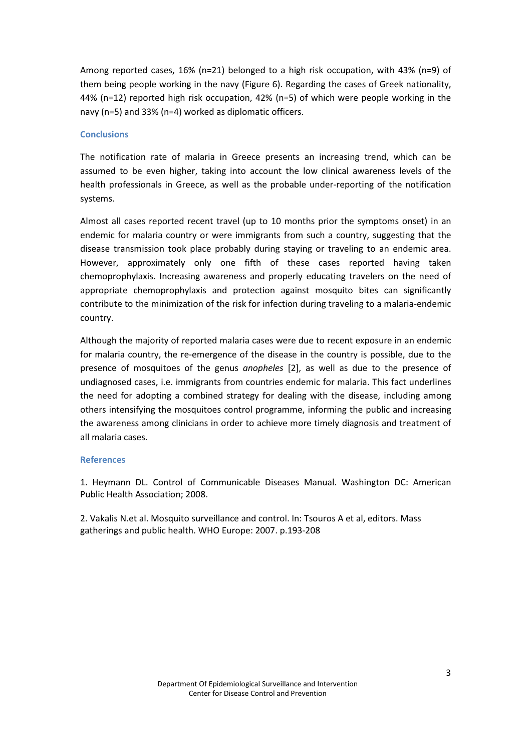Among reported cases, 16% (n=21) belonged to a high risk occupation, with 43% (n=9) of them being people working in the navy (Figure 6). Regarding the cases of Greek nationality, 44% (n=12) reported high risk occupation, 42% (n=5) of which were people working in the navy (n=5) and 33% (n=4) worked as diplomatic officers.

## Conclusions

The notification rate of malaria in Greece presents an increasing trend, which can be assumed to be even higher, taking into account the low clinical awareness levels of the health professionals in Greece, as well as the probable under-reporting of the notification systems.

Almost all cases reported recent travel (up to 10 months prior the symptoms onset) in an endemic for malaria country or were immigrants from such a country, suggesting that the disease transmission took place probably during staying or traveling to an endemic area. However, approximately only one fifth of these cases reported having taken chemoprophylaxis. Increasing awareness and properly educating travelers on the need of appropriate chemoprophylaxis and protection against mosquito bites can significantly contribute to the minimization of the risk for infection during traveling to a malaria-endemic country.

Although the majority of reported malaria cases were due to recent exposure in an endemic for malaria country, the re-emergence of the disease in the country is possible, due to the presence of mosquitoes of the genus *anopheles* [2], as well as due to the presence of undiagnosed cases, i.e. immigrants from countries endemic for malaria. This fact underlines the need for adopting a combined strategy for dealing with the disease, including among others intensifying the mosquitoes control programme, informing the public and increasing the awareness among clinicians in order to achieve more timely diagnosis and treatment of all malaria cases.

## References

1. Heymann DL. Control of Communicable Diseases Manual. Washington DC: American Public Health Association; 2008.

2. Vakalis N.et al. Mosquito surveillance and control. In: Tsouros A et al, editors. Mass gatherings and public health. WHO Europe: 2007. p.193-208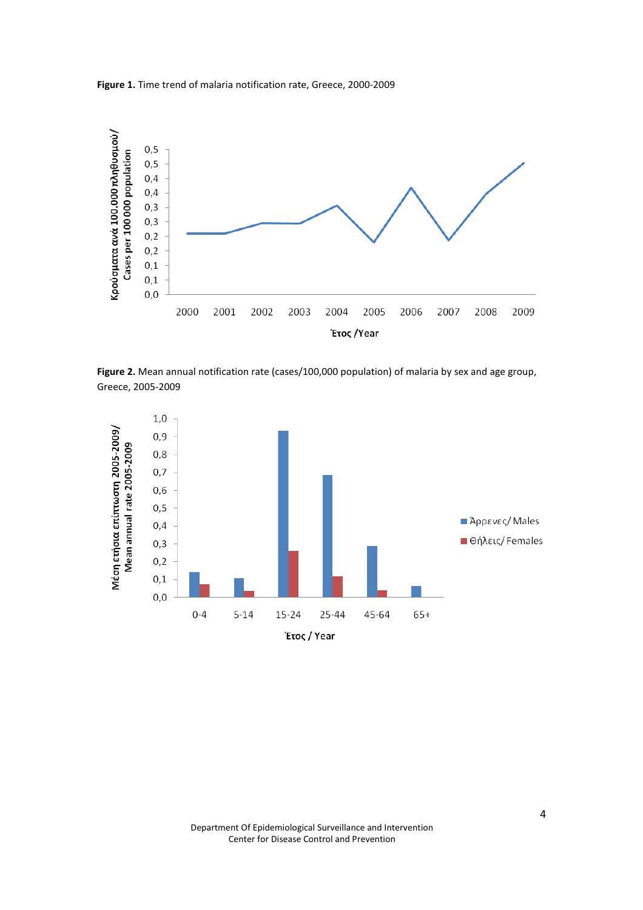**Figure 1.** Time trend of malaria notification rate, Greece, 2000-2009

**Figure 2.** Mean annual notification rate (cases/100,000 population) of malaria by sex and age group, Greece, 2005-2009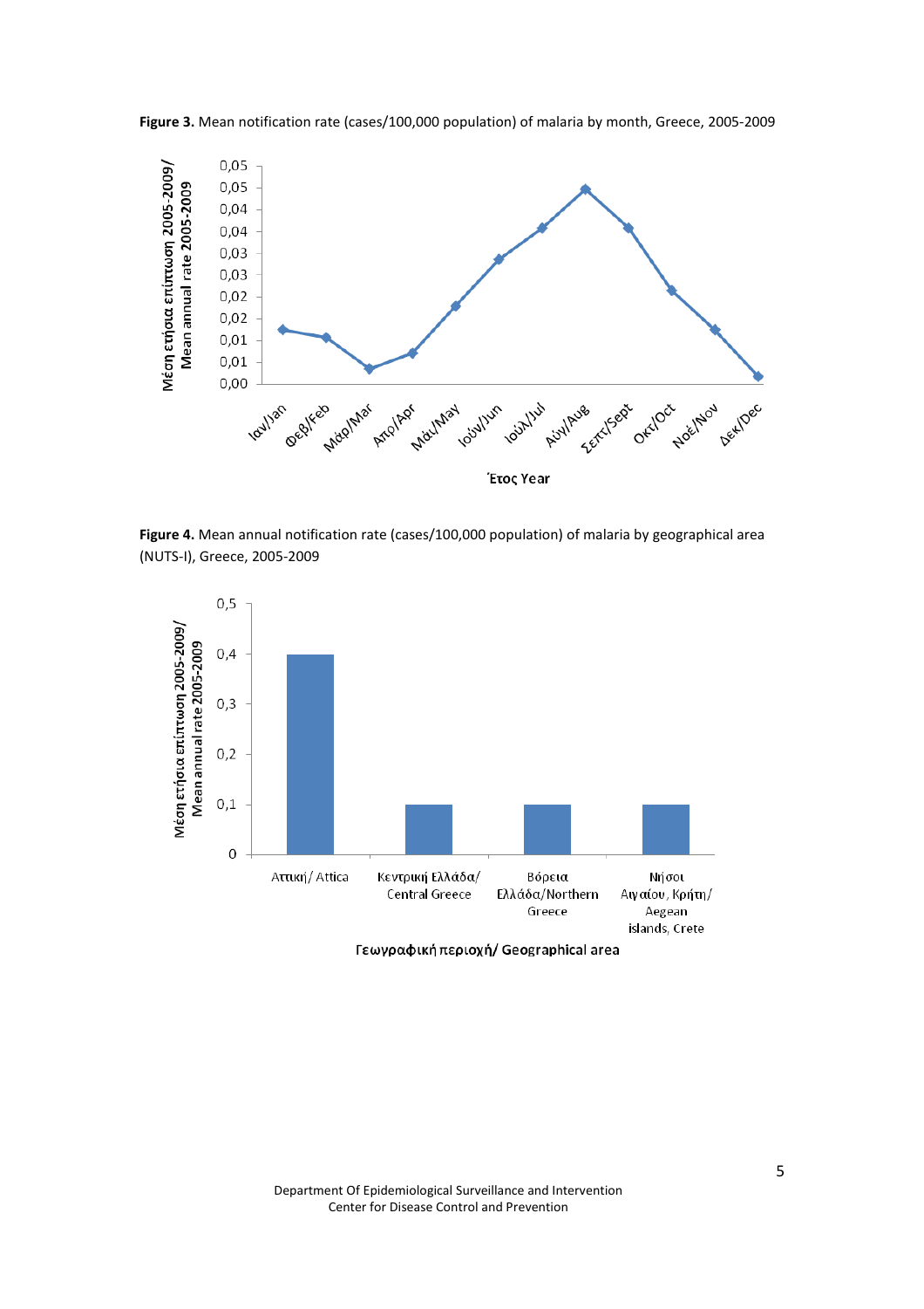**Figure 3.** Mean notification rate (cases/100,000 population) of malaria by month, Greece, 2005-2009

**Figure 4.** Mean annual notification rate (cases/100,000 population) of malaria by geographical area (NUTS-I), Greece, 2005-2009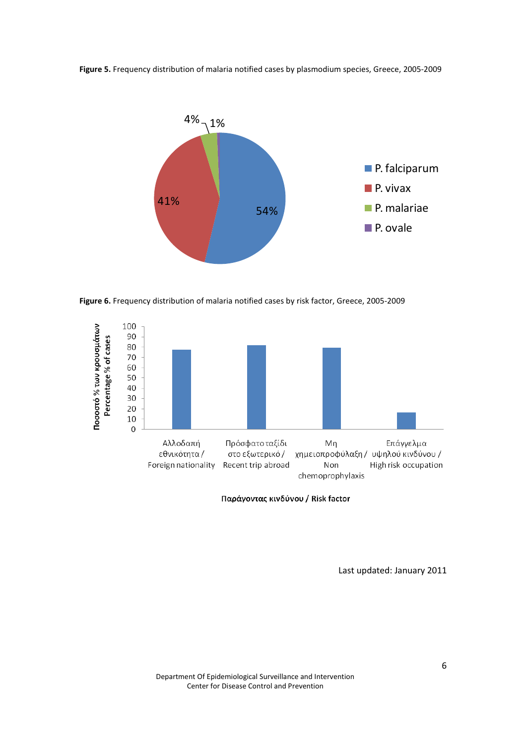**Figure 5.** Frequency distribution of malaria notified cases by plasmodium species, Greece, 2005-2009

4%
1%
41%
54%

P. falciparum
P. vivax
P. malariae
P. ovale

**Figure 6.** Frequency distribution of malaria notified cases by risk factor, Greece, 2005-2009

Ποσοστό % των κρουσμάτων
Percentage % of cases

100
90
80
70
60
50
40
30
20
10
0

Αλλοδαπή εθνικότητα / Foreign nationality

Πρόσφατο ταξίδι στο εξωτερικό / Recent trip abroad

Μη χημειοπροφύλαξη / Non chemoprophylaxis

Επάγγελμα υψηλού κινδύνου / High risk occupation

Παράγοντας κινδύνου / Risk factor

Last updated: January 2011

Department Of Epidemiological Surveillance and Intervention
Center for Disease Control and Prevention